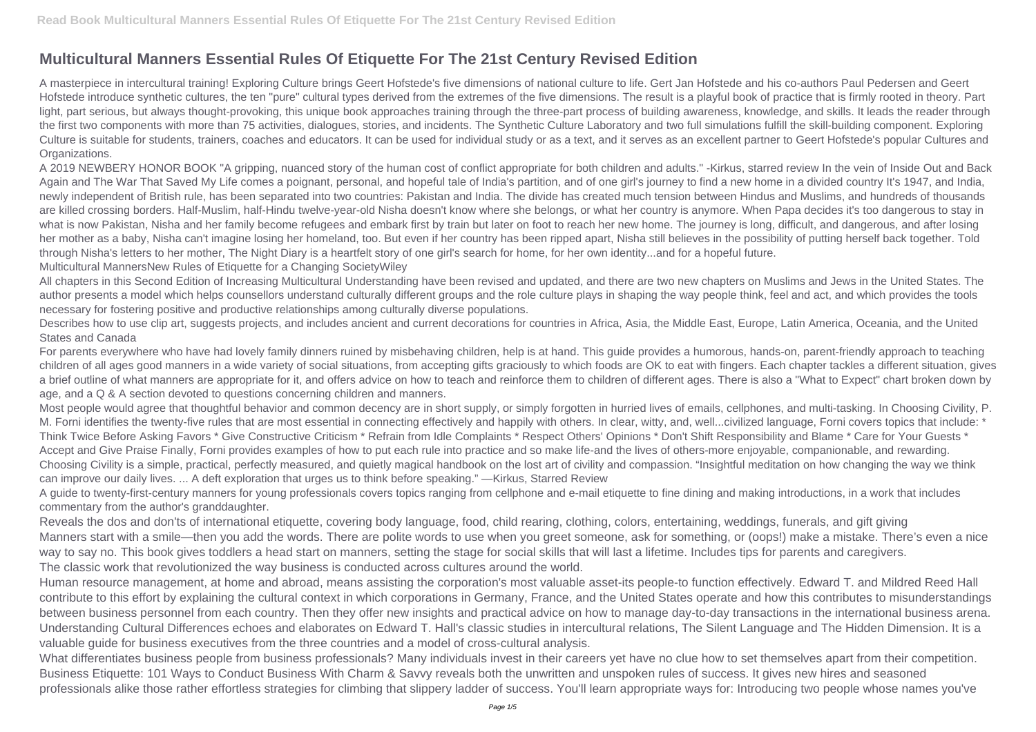# Multicultural Manners Essential Rules Of Etiquette For The 21st Century Revised Edition

A masterpiece in intercultural training! Exploring Culture brings Geert Hofstede's five dimensions of national culture to life. Gert Jan Hofstede and his co-authors Paul Pedersen and Geert Hofstede introduce synthetic cultures, the ten "pure" cultural types derived from the extremes of the five dimensions. The result is a playful book of practice that is firmly rooted in theory. Part light, part serious, but always thought-provoking, this unique book approaches training through the three-part process of building awareness, knowledge, and skills. It leads the reader through the first two components with more than 75 activities, dialogues, stories, and incidents. The Synthetic Culture Laboratory and two full simulations fulfill the skill-building component. Exploring Culture is suitable for students, trainers, coaches and educators. It can be used for individual study or as a text, and it serves as an excellent partner to Geert Hofstede's popular Cultures and Organizations.

A 2019 NEWBERY HONOR BOOK "A gripping, nuanced story of the human cost of conflict appropriate for both children and adults." -Kirkus, starred review In the vein of Inside Out and Back Again and The War That Saved My Life comes a poignant, personal, and hopeful tale of India's partition, and of one girl's journey to find a new home in a divided country It's 1947, and India, newly independent of British rule, has been separated into two countries: Pakistan and India. The divide has created much tension between Hindus and Muslims, and hundreds of thousands are killed crossing borders. Half-Muslim, half-Hindu twelve-year-old Nisha doesn't know where she belongs, or what her country is anymore. When Papa decides it's too dangerous to stay in what is now Pakistan, Nisha and her family become refugees and embark first by train but later on foot to reach her new home. The journey is long, difficult, and dangerous, and after losing her mother as a baby, Nisha can't imagine losing her homeland, too. But even if her country has been ripped apart, Nisha still believes in the possibility of putting herself back together. Told through Nisha's letters to her mother, The Night Diary is a heartfelt story of one girl's search for home, for her own identity...and for a hopeful future.

Multicultural MannersNew Rules of Etiquette for a Changing SocietyWiley

All chapters in this Second Edition of Increasing Multicultural Understanding have been revised and updated, and there are two new chapters on Muslims and Jews in the United States. The author presents a model which helps counsellors understand culturally different groups and the role culture plays in shaping the way people think, feel and act, and which provides the tools necessary for fostering positive and productive relationships among culturally diverse populations.

Describes how to use clip art, suggests projects, and includes ancient and current decorations for countries in Africa, Asia, the Middle East, Europe, Latin America, Oceania, and the United States and Canada

For parents everywhere who have had lovely family dinners ruined by misbehaving children, help is at hand. This guide provides a humorous, hands-on, parent-friendly approach to teaching children of all ages good manners in a wide variety of social situations, from accepting gifts graciously to which foods are OK to eat with fingers. Each chapter tackles a different situation, gives a brief outline of what manners are appropriate for it, and offers advice on how to teach and reinforce them to children of different ages. There is also a "What to Expect" chart broken down by age, and a Q & A section devoted to questions concerning children and manners.

Most people would agree that thoughtful behavior and common decency are in short supply, or simply forgotten in hurried lives of emails, cellphones, and multi-tasking. In Choosing Civility, P. M. Forni identifies the twenty-five rules that are most essential in connecting effectively and happily with others. In clear, witty, and, well...civilized language, Forni covers topics that include: * Think Twice Before Asking Favors * Give Constructive Criticism * Refrain from Idle Complaints * Respect Others' Opinions * Don't Shift Responsibility and Blame * Care for Your Guests * Accept and Give Praise Finally, Forni provides examples of how to put each rule into practice and so make life-and the lives of others-more enjoyable, companionable, and rewarding. Choosing Civility is a simple, practical, perfectly measured, and quietly magical handbook on the lost art of civility and compassion. "Insightful meditation on how changing the way we think can improve our daily lives. ... A deft exploration that urges us to think before speaking." —Kirkus, Starred Review

A guide to twenty-first-century manners for young professionals covers topics ranging from cellphone and e-mail etiquette to fine dining and making introductions, in a work that includes commentary from the author's granddaughter.

Reveals the dos and don'ts of international etiquette, covering body language, food, child rearing, clothing, colors, entertaining, weddings, funerals, and gift giving

Manners start with a smile—then you add the words. There are polite words to use when you greet someone, ask for something, or (oops!) make a mistake. There's even a nice way to say no. This book gives toddlers a head start on manners, setting the stage for social skills that will last a lifetime. Includes tips for parents and caregivers.

The classic work that revolutionized the way business is conducted across cultures around the world.

Human resource management, at home and abroad, means assisting the corporation's most valuable asset-its people-to function effectively. Edward T. and Mildred Reed Hall contribute to this effort by explaining the cultural context in which corporations in Germany, France, and the United States operate and how this contributes to misunderstandings between business personnel from each country. Then they offer new insights and practical advice on how to manage day-to-day transactions in the international business arena. Understanding Cultural Differences echoes and elaborates on Edward T. Hall's classic studies in intercultural relations, The Silent Language and The Hidden Dimension. It is a valuable guide for business executives from the three countries and a model of cross-cultural analysis.

What differentiates business people from business professionals? Many individuals invest in their careers yet have no clue how to set themselves apart from their competition. Business Etiquette: 101 Ways to Conduct Business With Charm & Savvy reveals both the unwritten and unspoken rules of success. It gives new hires and seasoned professionals alike those rather effortless strategies for climbing that slippery ladder of success. You'll learn appropriate ways for: Introducing two people whose names you've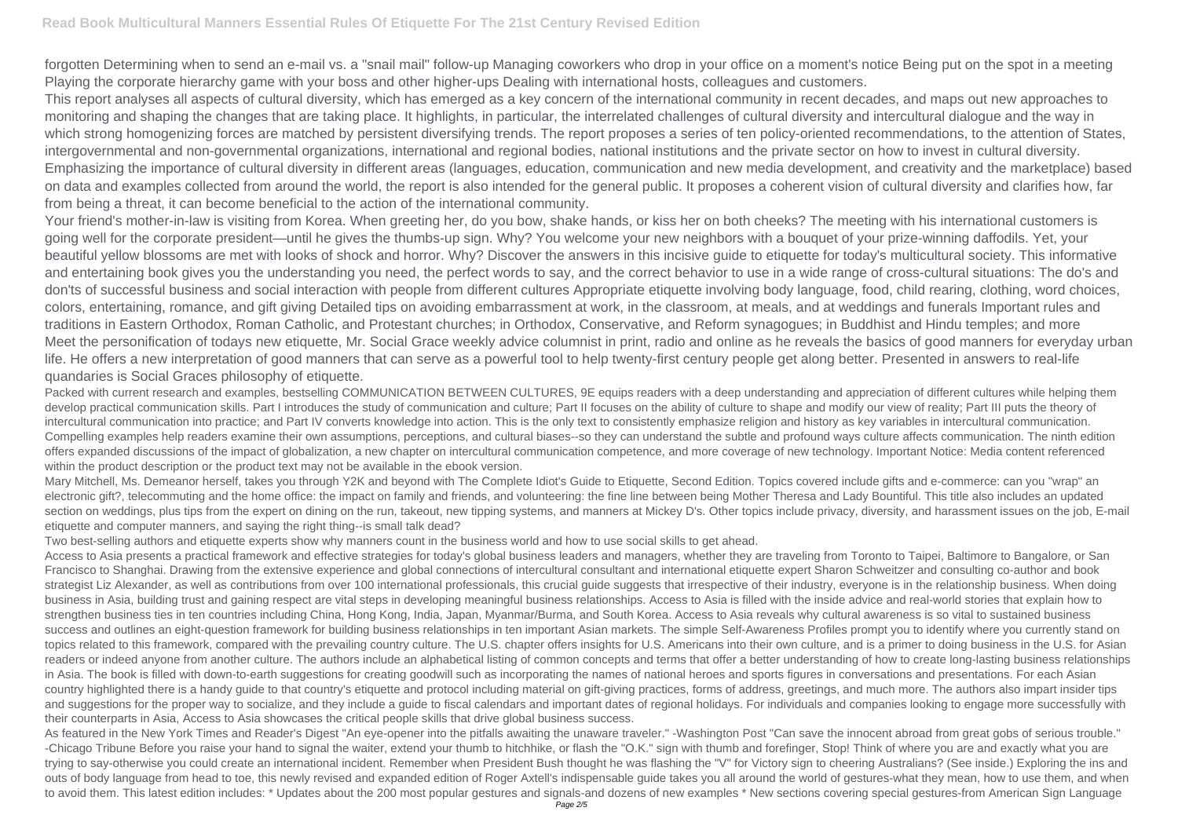forgotten Determining when to send an e-mail vs. a "snail mail" follow-up Managing coworkers who drop in your office on a moment's notice Being put on the spot in a meeting Playing the corporate hierarchy game with your boss and other higher-ups Dealing with international hosts, colleagues and customers.

This report analyses all aspects of cultural diversity, which has emerged as a key concern of the international community in recent decades, and maps out new approaches to monitoring and shaping the changes that are taking place. It highlights, in particular, the interrelated challenges of cultural diversity and intercultural dialogue and the way in which strong homogenizing forces are matched by persistent diversifying trends. The report proposes a series of ten policy-oriented recommendations, to the attention of States, intergovernmental and non-governmental organizations, international and regional bodies, national institutions and the private sector on how to invest in cultural diversity. Emphasizing the importance of cultural diversity in different areas (languages, education, communication and new media development, and creativity and the marketplace) based on data and examples collected from around the world, the report is also intended for the general public. It proposes a coherent vision of cultural diversity and clarifies how, far from being a threat, it can become beneficial to the action of the international community.

Your friend's mother-in-law is visiting from Korea. When greeting her, do you bow, shake hands, or kiss her on both cheeks? The meeting with his international customers is going well for the corporate president—until he gives the thumbs-up sign. Why? You welcome your new neighbors with a bouquet of your prize-winning daffodils. Yet, your beautiful yellow blossoms are met with looks of shock and horror. Why? Discover the answers in this incisive guide to etiquette for today's multicultural society. This informative and entertaining book gives you the understanding you need, the perfect words to say, and the correct behavior to use in a wide range of cross-cultural situations: The do's and don'ts of successful business and social interaction with people from different cultures Appropriate etiquette involving body language, food, child rearing, clothing, word choices, colors, entertaining, romance, and gift giving Detailed tips on avoiding embarrassment at work, in the classroom, at meals, and at weddings and funerals Important rules and traditions in Eastern Orthodox, Roman Catholic, and Protestant churches; in Orthodox, Conservative, and Reform synagogues; in Buddhist and Hindu temples; and more

Meet the personification of todays new etiquette, Mr. Social Grace weekly advice columnist in print, radio and online as he reveals the basics of good manners for everyday urban life. He offers a new interpretation of good manners that can serve as a powerful tool to help twenty-first century people get along better. Presented in answers to real-life quandaries is Social Graces philosophy of etiquette.

Packed with current research and examples, bestselling COMMUNICATION BETWEEN CULTURES, 9E equips readers with a deep understanding and appreciation of different cultures while helping them develop practical communication skills. Part I introduces the study of communication and culture; Part II focuses on the ability of culture to shape and modify our view of reality; Part III puts the theory of intercultural communication into practice; and Part IV converts knowledge into action. This is the only text to consistently emphasize religion and history as key variables in intercultural communication. Compelling examples help readers examine their own assumptions, perceptions, and cultural biases--so they can understand the subtle and profound ways culture affects communication. The ninth edition offers expanded discussions of the impact of globalization, a new chapter on intercultural communication competence, and more coverage of new technology. Important Notice: Media content referenced within the product description or the product text may not be available in the ebook version.

Mary Mitchell, Ms. Demeanor herself, takes you through Y2K and beyond with The Complete Idiot's Guide to Etiquette, Second Edition. Topics covered include gifts and e-commerce: can you "wrap" an electronic gift?, telecommuting and the home office: the impact on family and friends, and volunteering: the fine line between being Mother Theresa and Lady Bountiful. This title also includes an updated section on weddings, plus tips from the expert on dining on the run, takeout, new tipping systems, and manners at Mickey D's. Other topics include privacy, diversity, and harassment issues on the job, E-mail etiquette and computer manners, and saying the right thing--is small talk dead?

Two best-selling authors and etiquette experts show why manners count in the business world and how to use social skills to get ahead.

Access to Asia presents a practical framework and effective strategies for today's global business leaders and managers, whether they are traveling from Toronto to Taipei, Baltimore to Bangalore, or San Francisco to Shanghai. Drawing from the extensive experience and global connections of intercultural consultant and international etiquette expert Sharon Schweitzer and consulting co-author and book strategist Liz Alexander, as well as contributions from over 100 international professionals, this crucial guide suggests that irrespective of their industry, everyone is in the relationship business. When doing business in Asia, building trust and gaining respect are vital steps in developing meaningful business relationships. Access to Asia is filled with the inside advice and real-world stories that explain how to strengthen business ties in ten countries including China, Hong Kong, India, Japan, Myanmar/Burma, and South Korea. Access to Asia reveals why cultural awareness is so vital to sustained business success and outlines an eight-question framework for building business relationships in ten important Asian markets. The simple Self-Awareness Profiles prompt you to identify where you currently stand on topics related to this framework, compared with the prevailing country culture. The U.S. chapter offers insights for U.S. Americans into their own culture, and is a primer to doing business in the U.S. for Asian readers or indeed anyone from another culture. The authors include an alphabetical listing of common concepts and terms that offer a better understanding of how to create long-lasting business relationships in Asia. The book is filled with down-to-earth suggestions for creating goodwill such as incorporating the names of national heroes and sports figures in conversations and presentations. For each Asian country highlighted there is a handy guide to that country's etiquette and protocol including material on gift-giving practices, forms of address, greetings, and much more. The authors also impart insider tips and suggestions for the proper way to socialize, and they include a guide to fiscal calendars and important dates of regional holidays. For individuals and companies looking to engage more successfully with their counterparts in Asia, Access to Asia showcases the critical people skills that drive global business success.

As featured in the New York Times and Reader's Digest "An eye-opener into the pitfalls awaiting the unaware traveler." -Washington Post "Can save the innocent abroad from great gobs of serious trouble." -Chicago Tribune Before you raise your hand to signal the waiter, extend your thumb to hitchhike, or flash the "O.K." sign with thumb and forefinger, Stop! Think of where you are and exactly what you are trying to say-otherwise you could create an international incident. Remember when President Bush thought he was flashing the "V" for Victory sign to cheering Australians? (See inside.) Exploring the ins and outs of body language from head to toe, this newly revised and expanded edition of Roger Axtell's indispensable guide takes you all around the world of gestures-what they mean, how to use them, and when to avoid them. This latest edition includes: * Updates about the 200 most popular gestures and signals-and dozens of new examples * New sections covering special gestures-from American Sign Language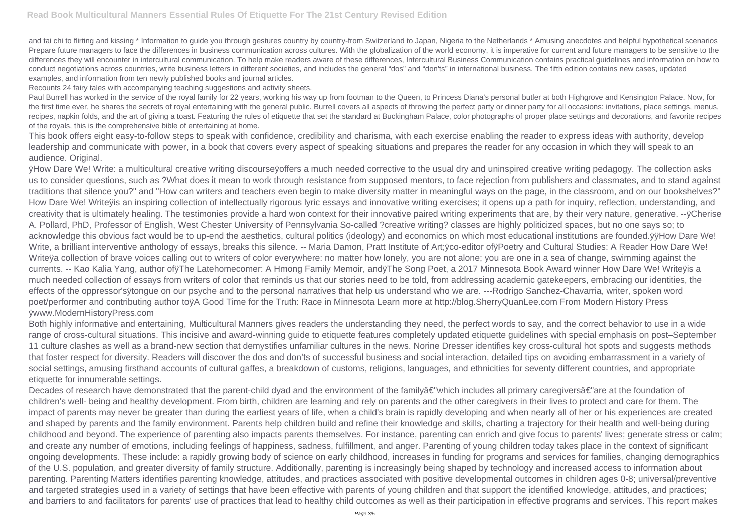and tai chi to flirting and kissing * Information to guide you through gestures country by country-from Switzerland to Japan, Nigeria to the Netherlands * Amusing anecdotes and helpful hypothetical scenarios Prepare future managers to face the differences in business communication across cultures. With the globalization of the world economy, it is imperative for current and future managers to be sensitive to the differences they will encounter in intercultural communication. To help make readers aware of these differences, Intercultural Business Communication contains practical guidelines and information on how to conduct negotiations across countries, write business letters in different societies, and includes the general "dos" and "don'ts" in international business. The fifth edition contains new cases, updated examples, and information from ten newly published books and journal articles.

Recounts 24 fairy tales with accompanying teaching suggestions and activity sheets.

Paul Burrell has worked in the service of the royal family for 22 years, working his way up from footman to the Queen, to Princess Diana's personal butler at both Highgrove and Kensington Palace. Now, for the first time ever, he shares the secrets of royal entertaining with the general public. Burrell covers all aspects of throwing the perfect party or dinner party for all occasions: invitations, place settings, menus, recipes, napkin folds, and the art of giving a toast. Featuring the rules of etiquette that set the standard at Buckingham Palace, color photographs of proper place settings and decorations, and favorite recipes of the royals, this is the comprehensive bible of entertaining at home.

This book offers eight easy-to-follow steps to speak with confidence, credibility and charisma, with each exercise enabling the reader to express ideas with authority, develop leadership and communicate with power, in a book that covers every aspect of speaking situations and prepares the reader for any occasion in which they will speak to an audience. Original.

ÿHow Dare We! Write: a multicultural creative writing discourseÿoffers a much needed corrective to the usual dry and uninspired creative writing pedagogy. The collection asks us to consider questions, such as ?What does it mean to work through resistance from supposed mentors, to face rejection from publishers and classmates, and to stand against traditions that silence you?" and "How can writers and teachers even begin to make diversity matter in meaningful ways on the page, in the classroom, and on our bookshelves?" How Dare We! Writeÿis an inspiring collection of intellectually rigorous lyric essays and innovative writing exercises; it opens up a path for inquiry, reflection, understanding, and creativity that is ultimately healing. The testimonies provide a hard won context for their innovative paired writing experiments that are, by their very nature, generative. --ÿCherise A. Pollard, PhD, Professor of English, West Chester University of Pennsylvania So-called ?creative writing? classes are highly politicized spaces, but no one says so; to acknowledge this obvious fact would be to up-end the aesthetics, cultural politics (ideology) and economics on which most educational institutions are founded.ÿÿHow Dare We! Write, a brilliant interventive anthology of essays, breaks this silence. -- Maria Damon, Pratt Institute of Art;ÿco-editor ofÿPoetry and Cultural Studies: A Reader How Dare We! Writeÿa collection of brave voices calling out to writers of color everywhere: no matter how lonely, you are not alone; you are one in a sea of change, swimming against the currents. -- Kao Kalia Yang, author ofÿThe Latehomecomer: A Hmong Family Memoir, andÿThe Song Poet, a 2017 Minnesota Book Award winner How Dare We! Writeÿis a much needed collection of essays from writers of color that reminds us that our stories need to be told, from addressing academic gatekeepers, embracing our identities, the effects of the oppressor'sÿtongue on our psyche and to the personal narratives that help us understand who we are. ---Rodrigo Sanchez-Chavarria, writer, spoken word poet/performer and contributing author toÿA Good Time for the Truth: Race in Minnesota Learn more at http://blog.SherryQuanLee.com From Modern History Press ÿwww.ModernHistoryPress.com

Both highly informative and entertaining, Multicultural Manners gives readers the understanding they need, the perfect words to say, and the correct behavior to use in a wide range of cross-cultural situations. This incisive and award-winning guide to etiquette features completely updated etiquette guidelines with special emphasis on post–September 11 culture clashes as well as a brand-new section that demystifies unfamiliar cultures in the news. Norine Dresser identifies key cross-cultural hot spots and suggests methods that foster respect for diversity. Readers will discover the dos and don'ts of successful business and social interaction, detailed tips on avoiding embarrassment in a variety of social settings, amusing firsthand accounts of cultural gaffes, a breakdown of customs, religions, languages, and ethnicities for seventy different countries, and appropriate etiquette for innumerable settings.

Decades of research have demonstrated that the parent-child dyad and the environment of the familyâ€"which includes all primary caregiversâ€"are at the foundation of children's well- being and healthy development. From birth, children are learning and rely on parents and the other caregivers in their lives to protect and care for them. The impact of parents may never be greater than during the earliest years of life, when a child's brain is rapidly developing and when nearly all of her or his experiences are created and shaped by parents and the family environment. Parents help children build and refine their knowledge and skills, charting a trajectory for their health and well-being during childhood and beyond. The experience of parenting also impacts parents themselves. For instance, parenting can enrich and give focus to parents' lives; generate stress or calm; and create any number of emotions, including feelings of happiness, sadness, fulfillment, and anger. Parenting of young children today takes place in the context of significant ongoing developments. These include: a rapidly growing body of science on early childhood, increases in funding for programs and services for families, changing demographics of the U.S. population, and greater diversity of family structure. Additionally, parenting is increasingly being shaped by technology and increased access to information about parenting. Parenting Matters identifies parenting knowledge, attitudes, and practices associated with positive developmental outcomes in children ages 0-8; universal/preventive and targeted strategies used in a variety of settings that have been effective with parents of young children and that support the identified knowledge, attitudes, and practices; and barriers to and facilitators for parents' use of practices that lead to healthy child outcomes as well as their participation in effective programs and services. This report makes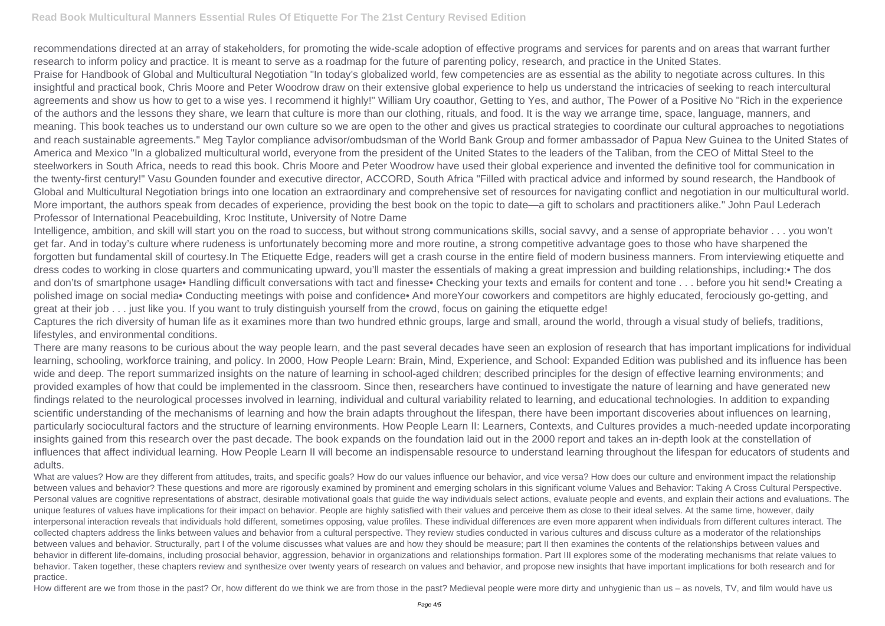recommendations directed at an array of stakeholders, for promoting the wide-scale adoption of effective programs and services for parents and on areas that warrant further research to inform policy and practice. It is meant to serve as a roadmap for the future of parenting policy, research, and practice in the United States.

Praise for Handbook of Global and Multicultural Negotiation "In today's globalized world, few competencies are as essential as the ability to negotiate across cultures. In this insightful and practical book, Chris Moore and Peter Woodrow draw on their extensive global experience to help us understand the intricacies of seeking to reach intercultural agreements and show us how to get to a wise yes. I recommend it highly!" William Ury coauthor, Getting to Yes, and author, The Power of a Positive No "Rich in the experience of the authors and the lessons they share, we learn that culture is more than our clothing, rituals, and food. It is the way we arrange time, space, language, manners, and meaning. This book teaches us to understand our own culture so we are open to the other and gives us practical strategies to coordinate our cultural approaches to negotiations and reach sustainable agreements." Meg Taylor compliance advisor/ombudsman of the World Bank Group and former ambassador of Papua New Guinea to the United States of America and Mexico "In a globalized multicultural world, everyone from the president of the United States to the leaders of the Taliban, from the CEO of Mittal Steel to the steelworkers in South Africa, needs to read this book. Chris Moore and Peter Woodrow have used their global experience and invented the definitive tool for communication in the twenty-first century!" Vasu Gounden founder and executive director, ACCORD, South Africa "Filled with practical advice and informed by sound research, the Handbook of Global and Multicultural Negotiation brings into one location an extraordinary and comprehensive set of resources for navigating conflict and negotiation in our multicultural world. More important, the authors speak from decades of experience, providing the best book on the topic to date—a gift to scholars and practitioners alike." John Paul Lederach Professor of International Peacebuilding, Kroc Institute, University of Notre Dame

Intelligence, ambition, and skill will start you on the road to success, but without strong communications skills, social savvy, and a sense of appropriate behavior . . . you won't get far. And in today's culture where rudeness is unfortunately becoming more and more routine, a strong competitive advantage goes to those who have sharpened the forgotten but fundamental skill of courtesy.In The Etiquette Edge, readers will get a crash course in the entire field of modern business manners. From interviewing etiquette and dress codes to working in close quarters and communicating upward, you'll master the essentials of making a great impression and building relationships, including:• The dos and don'ts of smartphone usage• Handling difficult conversations with tact and finesse• Checking your texts and emails for content and tone . . . before you hit send!• Creating a polished image on social media• Conducting meetings with poise and confidence• And moreYour coworkers and competitors are highly educated, ferociously go-getting, and great at their job . . . just like you. If you want to truly distinguish yourself from the crowd, focus on gaining the etiquette edge!

Captures the rich diversity of human life as it examines more than two hundred ethnic groups, large and small, around the world, through a visual study of beliefs, traditions, lifestyles, and environmental conditions.

There are many reasons to be curious about the way people learn, and the past several decades have seen an explosion of research that has important implications for individual learning, schooling, workforce training, and policy. In 2000, How People Learn: Brain, Mind, Experience, and School: Expanded Edition was published and its influence has been wide and deep. The report summarized insights on the nature of learning in school-aged children; described principles for the design of effective learning environments; and provided examples of how that could be implemented in the classroom. Since then, researchers have continued to investigate the nature of learning and have generated new findings related to the neurological processes involved in learning, individual and cultural variability related to learning, and educational technologies. In addition to expanding scientific understanding of the mechanisms of learning and how the brain adapts throughout the lifespan, there have been important discoveries about influences on learning, particularly sociocultural factors and the structure of learning environments. How People Learn II: Learners, Contexts, and Cultures provides a much-needed update incorporating insights gained from this research over the past decade. The book expands on the foundation laid out in the 2000 report and takes an in-depth look at the constellation of influences that affect individual learning. How People Learn II will become an indispensable resource to understand learning throughout the lifespan for educators of students and adults.

What are values? How are they different from attitudes, traits, and specific goals? How do our values influence our behavior, and vice versa? How does our culture and environment impact the relationship between values and behavior? These questions and more are rigorously examined by prominent and emerging scholars in this significant volume Values and Behavior: Taking A Cross Cultural Perspective. Personal values are cognitive representations of abstract, desirable motivational goals that guide the way individuals select actions, evaluate people and events, and explain their actions and evaluations. The unique features of values have implications for their impact on behavior. People are highly satisfied with their values and perceive them as close to their ideal selves. At the same time, however, daily interpersonal interaction reveals that individuals hold different, sometimes opposing, value profiles. These individual differences are even more apparent when individuals from different cultures interact. The collected chapters address the links between values and behavior from a cultural perspective. They review studies conducted in various cultures and discuss culture as a moderator of the relationships between values and behavior. Structurally, part I of the volume discusses what values are and how they should be measure; part II then examines the contents of the relationships between values and behavior in different life-domains, including prosocial behavior, aggression, behavior in organizations and relationships formation. Part III explores some of the moderating mechanisms that relate values to behavior. Taken together, these chapters review and synthesize over twenty years of research on values and behavior, and propose new insights that have important implications for both research and for practice.

How different are we from those in the past? Or, how different do we think we are from those in the past? Medieval people were more dirty and unhygienic than us – as novels, TV, and film would have us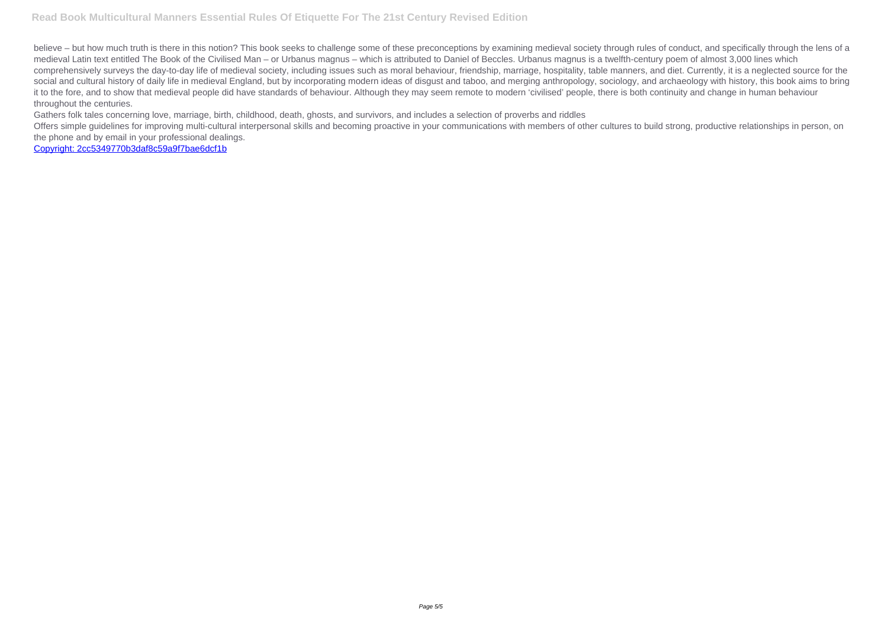believe – but how much truth is there in this notion? This book seeks to challenge some of these preconceptions by examining medieval society through rules of conduct, and specifically through the lens of a medieval Latin text entitled The Book of the Civilised Man – or Urbanus magnus – which is attributed to Daniel of Beccles. Urbanus magnus is a twelfth-century poem of almost 3,000 lines which comprehensively surveys the day-to-day life of medieval society, including issues such as moral behaviour, friendship, marriage, hospitality, table manners, and diet. Currently, it is a neglected source for the social and cultural history of daily life in medieval England, but by incorporating modern ideas of disgust and taboo, and merging anthropology, sociology, and archaeology with history, this book aims to bring it to the fore, and to show that medieval people did have standards of behaviour. Although they may seem remote to modern 'civilised' people, there is both continuity and change in human behaviour throughout the centuries.

Gathers folk tales concerning love, marriage, birth, childhood, death, ghosts, and survivors, and includes a selection of proverbs and riddles

Offers simple guidelines for improving multi-cultural interpersonal skills and becoming proactive in your communications with members of other cultures to build strong, productive relationships in person, on the phone and by email in your professional dealings.

Copyright: 2cc5349770b3daf8c59a9f7bae6dcf1b